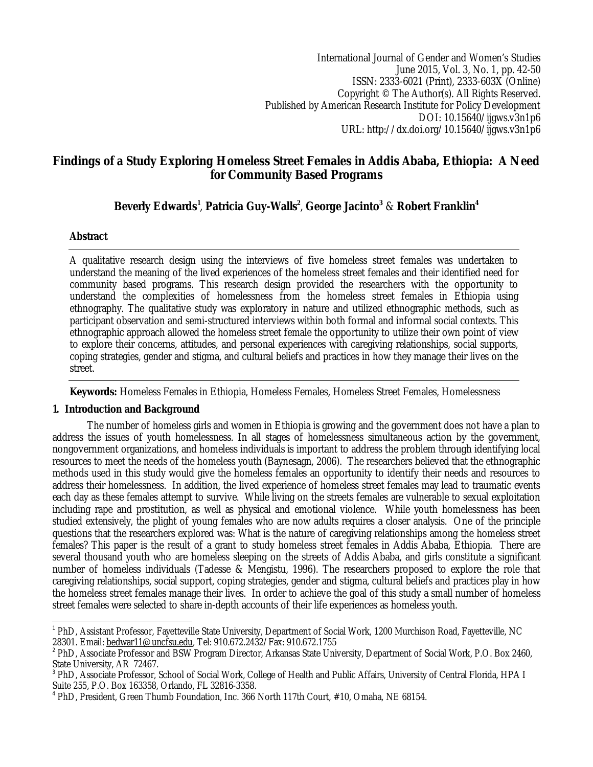International Journal of Gender and Women's Studies
June 2015, Vol. 3, No. 1, pp. 42-50
ISSN: 2333-6021 (Print), 2333-603X (Online)
Copyright © The Author(s). All Rights Reserved.
Published by American Research Institute for Policy Development
DOI: 10.15640/ijgws.v3n1p6
URL: http://dx.doi.org/10.15640/ijgws.v3n1p6

# Findings of a Study Exploring Homeless Street Females in Addis Ababa, Ethiopia: A Need for Community Based Programs

**Beverly Edwards**[1], **Patricia Guy-Walls**[2], **George Jacinto**[3] & **Robert Franklin**[4]

## Abstract

A qualitative research design using the interviews of five homeless street females was undertaken to understand the meaning of the lived experiences of the homeless street females and their identified need for community based programs. This research design provided the researchers with the opportunity to understand the complexities of homelessness from the homeless street females in Ethiopia using ethnography. The qualitative study was exploratory in nature and utilized ethnographic methods, such as participant observation and semi-structured interviews within both formal and informal social contexts. This ethnographic approach allowed the homeless street female the opportunity to utilize their own point of view to explore their concerns, attitudes, and personal experiences with caregiving relationships, social supports, coping strategies, gender and stigma, and cultural beliefs and practices in how they manage their lives on the street.

**Keywords:** Homeless Females in Ethiopia, Homeless Females, Homeless Street Females, Homelessness

## 1. Introduction and Background

The number of homeless girls and women in Ethiopia is growing and the government does not have a plan to address the issues of youth homelessness. In all stages of homelessness simultaneous action by the government, nongovernment organizations, and homeless individuals is important to address the problem through identifying local resources to meet the needs of the homeless youth (Baynesagn, 2006). The researchers believed that the ethnographic methods used in this study would give the homeless females an opportunity to identify their needs and resources to address their homelessness. In addition, the lived experience of homeless street females may lead to traumatic events each day as these females attempt to survive. While living on the streets females are vulnerable to sexual exploitation including rape and prostitution, as well as physical and emotional violence. While youth homelessness has been studied extensively, the plight of young females who are now adults requires a closer analysis. One of the principle questions that the researchers explored was: What is the nature of caregiving relationships among the homeless street females? This paper is the result of a grant to study homeless street females in Addis Ababa, Ethiopia. There are several thousand youth who are homeless sleeping on the streets of Addis Ababa, and girls constitute a significant number of homeless individuals (Tadesse & Mengistu, 1996). The researchers proposed to explore the role that caregiving relationships, social support, coping strategies, gender and stigma, cultural beliefs and practices play in how the homeless street females manage their lives. In order to achieve the goal of this study a small number of homeless street females were selected to share in-depth accounts of their life experiences as homeless youth.

---

[1] PhD, Assistant Professor, Fayetteville State University, Department of Social Work, 1200 Murchison Road, Fayetteville, NC 28301. Email: bedwar11@uncfsu.edu, Tel: 910.672.2432/Fax: 910.672.1755

[2] PhD, Associate Professor and BSW Program Director, Arkansas State University, Department of Social Work, P.O. Box 2460, State University, AR 72467.

[3] PhD, Associate Professor, School of Social Work, College of Health and Public Affairs, University of Central Florida, HPA I Suite 255, P.O. Box 163358, Orlando, FL 32816-3358.

[4] PhD, President, Green Thumb Foundation, Inc. 366 North 117th Court, #10, Omaha, NE 68154.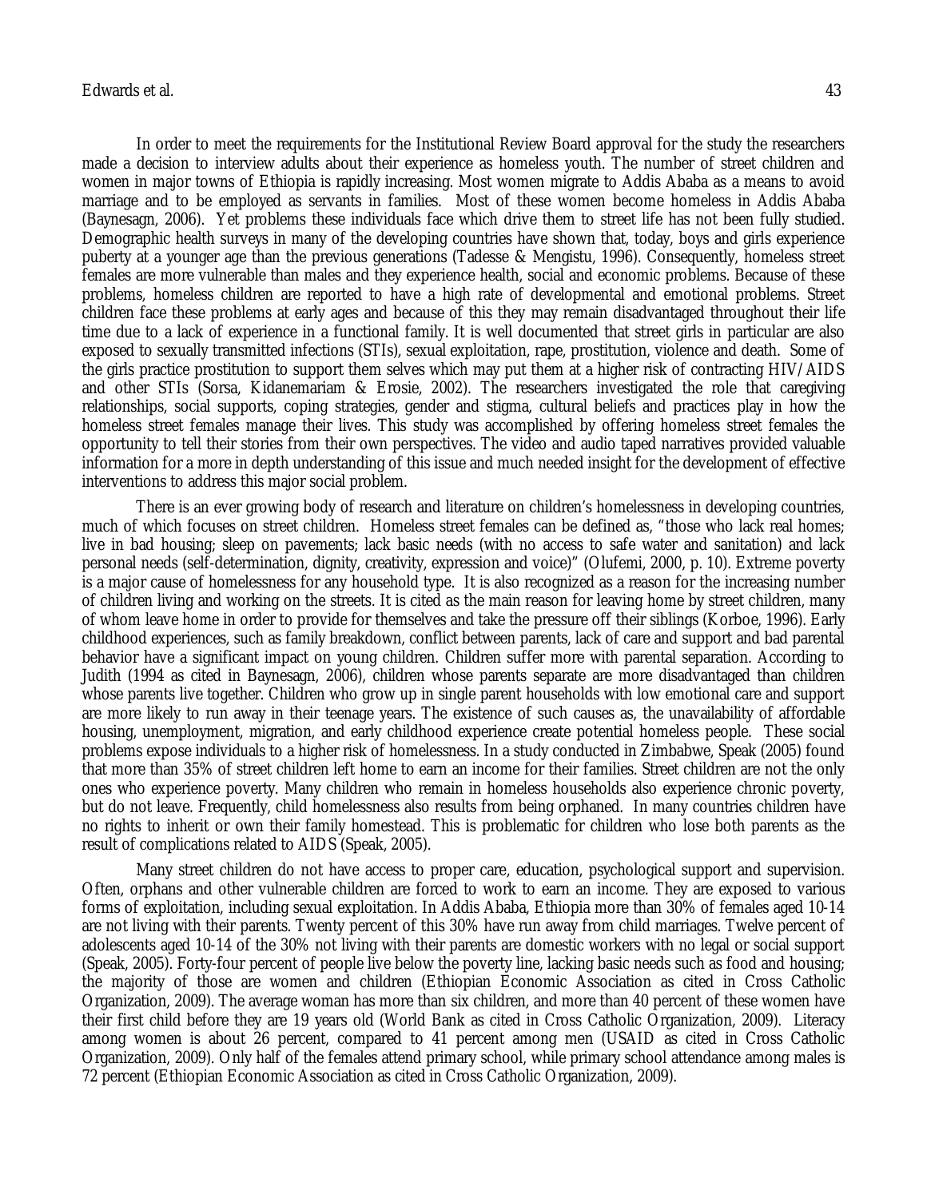In order to meet the requirements for the Institutional Review Board approval for the study the researchers made a decision to interview adults about their experience as homeless youth. The number of street children and women in major towns of Ethiopia is rapidly increasing. Most women migrate to Addis Ababa as a means to avoid marriage and to be employed as servants in families. Most of these women become homeless in Addis Ababa (Baynesagn, 2006). Yet problems these individuals face which drive them to street life has not been fully studied. Demographic health surveys in many of the developing countries have shown that, today, boys and girls experience puberty at a younger age than the previous generations (Tadesse & Mengistu, 1996). Consequently, homeless street females are more vulnerable than males and they experience health, social and economic problems. Because of these problems, homeless children are reported to have a high rate of developmental and emotional problems. Street children face these problems at early ages and because of this they may remain disadvantaged throughout their life time due to a lack of experience in a functional family. It is well documented that street girls in particular are also exposed to sexually transmitted infections (STIs), sexual exploitation, rape, prostitution, violence and death. Some of the girls practice prostitution to support them selves which may put them at a higher risk of contracting HIV/AIDS and other STIs (Sorsa, Kidanemariam & Erosie, 2002). The researchers investigated the role that caregiving relationships, social supports, coping strategies, gender and stigma, cultural beliefs and practices play in how the homeless street females manage their lives. This study was accomplished by offering homeless street females the opportunity to tell their stories from their own perspectives. The video and audio taped narratives provided valuable information for a more in depth understanding of this issue and much needed insight for the development of effective interventions to address this major social problem.

There is an ever growing body of research and literature on children's homelessness in developing countries, much of which focuses on street children. Homeless street females can be defined as, "those who lack real homes; live in bad housing; sleep on pavements; lack basic needs (with no access to safe water and sanitation) and lack personal needs (self-determination, dignity, creativity, expression and voice)" (Olufemi, 2000, p. 10). Extreme poverty is a major cause of homelessness for any household type. It is also recognized as a reason for the increasing number of children living and working on the streets. It is cited as the main reason for leaving home by street children, many of whom leave home in order to provide for themselves and take the pressure off their siblings (Korboe, 1996). Early childhood experiences, such as family breakdown, conflict between parents, lack of care and support and bad parental behavior have a significant impact on young children. Children suffer more with parental separation. According to Judith (1994 as cited in Baynesagn, 2006), children whose parents separate are more disadvantaged than children whose parents live together. Children who grow up in single parent households with low emotional care and support are more likely to run away in their teenage years. The existence of such causes as, the unavailability of affordable housing, unemployment, migration, and early childhood experience create potential homeless people. These social problems expose individuals to a higher risk of homelessness. In a study conducted in Zimbabwe, Speak (2005) found that more than 35% of street children left home to earn an income for their families. Street children are not the only ones who experience poverty. Many children who remain in homeless households also experience chronic poverty, but do not leave. Frequently, child homelessness also results from being orphaned. In many countries children have no rights to inherit or own their family homestead. This is problematic for children who lose both parents as the result of complications related to AIDS (Speak, 2005).

Many street children do not have access to proper care, education, psychological support and supervision. Often, orphans and other vulnerable children are forced to work to earn an income. They are exposed to various forms of exploitation, including sexual exploitation. In Addis Ababa, Ethiopia more than 30% of females aged 10-14 are not living with their parents. Twenty percent of this 30% have run away from child marriages. Twelve percent of adolescents aged 10-14 of the 30% not living with their parents are domestic workers with no legal or social support (Speak, 2005). Forty-four percent of people live below the poverty line, lacking basic needs such as food and housing; the majority of those are women and children (Ethiopian Economic Association as cited in Cross Catholic Organization, 2009). The average woman has more than six children, and more than 40 percent of these women have their first child before they are 19 years old (World Bank as cited in Cross Catholic Organization, 2009). Literacy among women is about 26 percent, compared to 41 percent among men (USAID as cited in Cross Catholic Organization, 2009). Only half of the females attend primary school, while primary school attendance among males is 72 percent (Ethiopian Economic Association as cited in Cross Catholic Organization, 2009).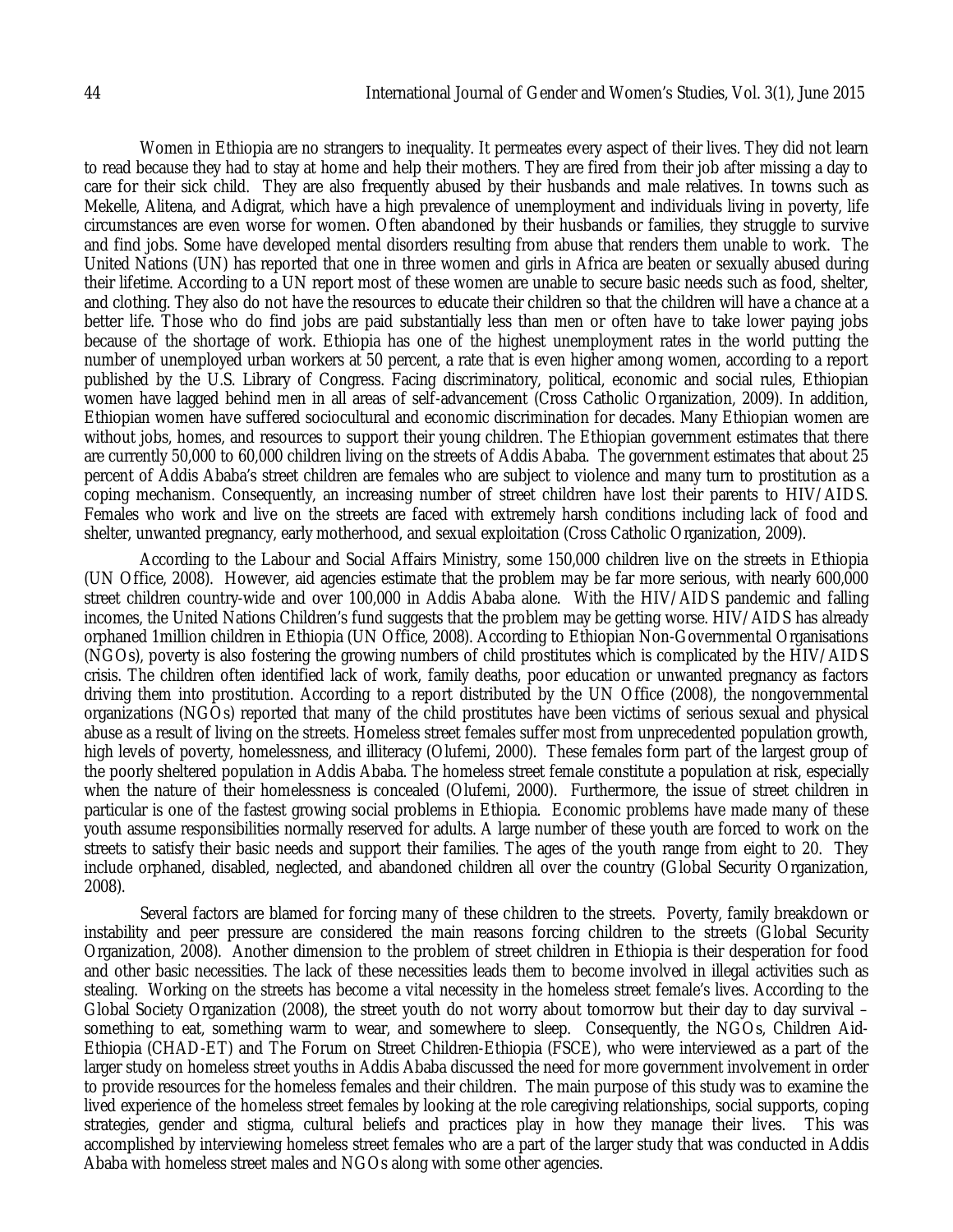Women in Ethiopia are no strangers to inequality. It permeates every aspect of their lives. They did not learn to read because they had to stay at home and help their mothers. They are fired from their job after missing a day to care for their sick child. They are also frequently abused by their husbands and male relatives. In towns such as Mekelle, Alitena, and Adigrat, which have a high prevalence of unemployment and individuals living in poverty, life circumstances are even worse for women. Often abandoned by their husbands or families, they struggle to survive and find jobs. Some have developed mental disorders resulting from abuse that renders them unable to work. The United Nations (UN) has reported that one in three women and girls in Africa are beaten or sexually abused during their lifetime. According to a UN report most of these women are unable to secure basic needs such as food, shelter, and clothing. They also do not have the resources to educate their children so that the children will have a chance at a better life. Those who do find jobs are paid substantially less than men or often have to take lower paying jobs because of the shortage of work. Ethiopia has one of the highest unemployment rates in the world putting the number of unemployed urban workers at 50 percent, a rate that is even higher among women, according to a report published by the U.S. Library of Congress. Facing discriminatory, political, economic and social rules, Ethiopian women have lagged behind men in all areas of self-advancement (Cross Catholic Organization, 2009). In addition, Ethiopian women have suffered sociocultural and economic discrimination for decades. Many Ethiopian women are without jobs, homes, and resources to support their young children. The Ethiopian government estimates that there are currently 50,000 to 60,000 children living on the streets of Addis Ababa. The government estimates that about 25 percent of Addis Ababa's street children are females who are subject to violence and many turn to prostitution as a coping mechanism. Consequently, an increasing number of street children have lost their parents to HIV/AIDS. Females who work and live on the streets are faced with extremely harsh conditions including lack of food and shelter, unwanted pregnancy, early motherhood, and sexual exploitation (Cross Catholic Organization, 2009).

According to the Labour and Social Affairs Ministry, some 150,000 children live on the streets in Ethiopia (UN Office, 2008). However, aid agencies estimate that the problem may be far more serious, with nearly 600,000 street children country-wide and over 100,000 in Addis Ababa alone. With the HIV/AIDS pandemic and falling incomes, the United Nations Children's fund suggests that the problem may be getting worse. HIV/AIDS has already orphaned 1million children in Ethiopia (UN Office, 2008). According to Ethiopian Non-Governmental Organisations (NGOs), poverty is also fostering the growing numbers of child prostitutes which is complicated by the HIV/AIDS crisis. The children often identified lack of work, family deaths, poor education or unwanted pregnancy as factors driving them into prostitution. According to a report distributed by the UN Office (2008), the nongovernmental organizations (NGOs) reported that many of the child prostitutes have been victims of serious sexual and physical abuse as a result of living on the streets. Homeless street females suffer most from unprecedented population growth, high levels of poverty, homelessness, and illiteracy (Olufemi, 2000). These females form part of the largest group of the poorly sheltered population in Addis Ababa. The homeless street female constitute a population at risk, especially when the nature of their homelessness is concealed (Olufemi, 2000). Furthermore, the issue of street children in particular is one of the fastest growing social problems in Ethiopia. Economic problems have made many of these youth assume responsibilities normally reserved for adults. A large number of these youth are forced to work on the streets to satisfy their basic needs and support their families. The ages of the youth range from eight to 20. They include orphaned, disabled, neglected, and abandoned children all over the country (Global Security Organization, 2008).

Several factors are blamed for forcing many of these children to the streets. Poverty, family breakdown or instability and peer pressure are considered the main reasons forcing children to the streets (Global Security Organization, 2008). Another dimension to the problem of street children in Ethiopia is their desperation for food and other basic necessities. The lack of these necessities leads them to become involved in illegal activities such as stealing. Working on the streets has become a vital necessity in the homeless street female's lives. According to the Global Society Organization (2008), the street youth do not worry about tomorrow but their day to day survival – something to eat, something warm to wear, and somewhere to sleep. Consequently, the NGOs, Children Aid-Ethiopia (CHAD-ET) and The Forum on Street Children-Ethiopia (FSCE), who were interviewed as a part of the larger study on homeless street youths in Addis Ababa discussed the need for more government involvement in order to provide resources for the homeless females and their children. The main purpose of this study was to examine the lived experience of the homeless street females by looking at the role caregiving relationships, social supports, coping strategies, gender and stigma, cultural beliefs and practices play in how they manage their lives. This was accomplished by interviewing homeless street females who are a part of the larger study that was conducted in Addis Ababa with homeless street males and NGOs along with some other agencies.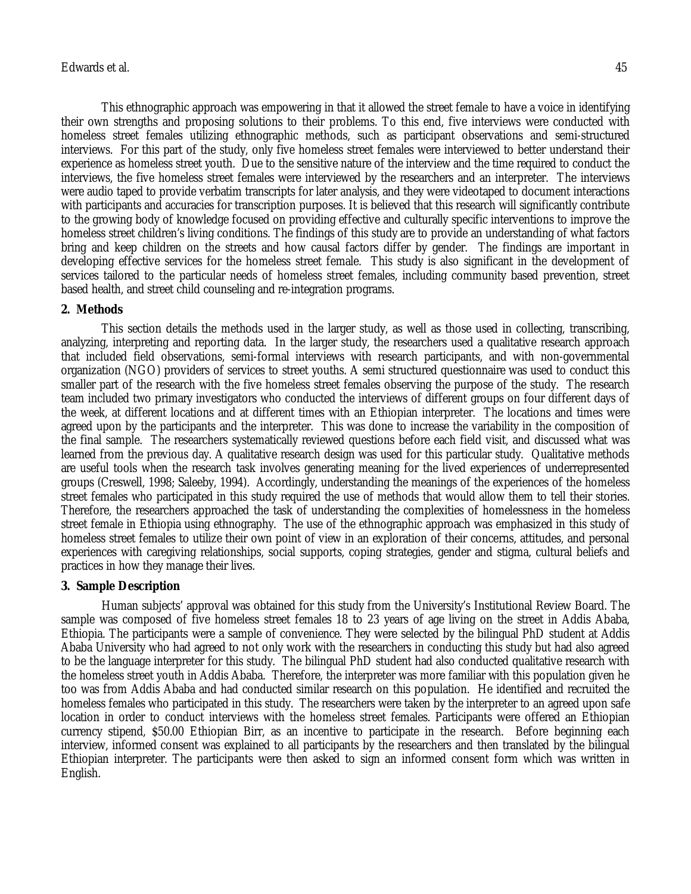This ethnographic approach was empowering in that it allowed the street female to have a voice in identifying their own strengths and proposing solutions to their problems. To this end, five interviews were conducted with homeless street females utilizing ethnographic methods, such as participant observations and semi-structured interviews. For this part of the study, only five homeless street females were interviewed to better understand their experience as homeless street youth. Due to the sensitive nature of the interview and the time required to conduct the interviews, the five homeless street females were interviewed by the researchers and an interpreter. The interviews were audio taped to provide verbatim transcripts for later analysis, and they were videotaped to document interactions with participants and accuracies for transcription purposes. It is believed that this research will significantly contribute to the growing body of knowledge focused on providing effective and culturally specific interventions to improve the homeless street children's living conditions. The findings of this study are to provide an understanding of what factors bring and keep children on the streets and how causal factors differ by gender. The findings are important in developing effective services for the homeless street female. This study is also significant in the development of services tailored to the particular needs of homeless street females, including community based prevention, street based health, and street child counseling and re-integration programs.

## 2. Methods

This section details the methods used in the larger study, as well as those used in collecting, transcribing, analyzing, interpreting and reporting data. In the larger study, the researchers used a qualitative research approach that included field observations, semi-formal interviews with research participants, and with non-governmental organization (NGO) providers of services to street youths. A semi structured questionnaire was used to conduct this smaller part of the research with the five homeless street females observing the purpose of the study. The research team included two primary investigators who conducted the interviews of different groups on four different days of the week, at different locations and at different times with an Ethiopian interpreter. The locations and times were agreed upon by the participants and the interpreter. This was done to increase the variability in the composition of the final sample. The researchers systematically reviewed questions before each field visit, and discussed what was learned from the previous day. A qualitative research design was used for this particular study. Qualitative methods are useful tools when the research task involves generating meaning for the lived experiences of underrepresented groups (Creswell, 1998; Saleeby, 1994). Accordingly, understanding the meanings of the experiences of the homeless street females who participated in this study required the use of methods that would allow them to tell their stories. Therefore, the researchers approached the task of understanding the complexities of homelessness in the homeless street female in Ethiopia using ethnography. The use of the ethnographic approach was emphasized in this study of homeless street females to utilize their own point of view in an exploration of their concerns, attitudes, and personal experiences with caregiving relationships, social supports, coping strategies, gender and stigma, cultural beliefs and practices in how they manage their lives.

## 3. Sample Description

Human subjects' approval was obtained for this study from the University's Institutional Review Board. The sample was composed of five homeless street females 18 to 23 years of age living on the street in Addis Ababa, Ethiopia. The participants were a sample of convenience. They were selected by the bilingual PhD student at Addis Ababa University who had agreed to not only work with the researchers in conducting this study but had also agreed to be the language interpreter for this study. The bilingual PhD student had also conducted qualitative research with the homeless street youth in Addis Ababa. Therefore, the interpreter was more familiar with this population given he too was from Addis Ababa and had conducted similar research on this population. He identified and recruited the homeless females who participated in this study. The researchers were taken by the interpreter to an agreed upon safe location in order to conduct interviews with the homeless street females. Participants were offered an Ethiopian currency stipend, $50.00 Ethiopian Birr, as an incentive to participate in the research. Before beginning each interview, informed consent was explained to all participants by the researchers and then translated by the bilingual Ethiopian interpreter. The participants were then asked to sign an informed consent form which was written in English.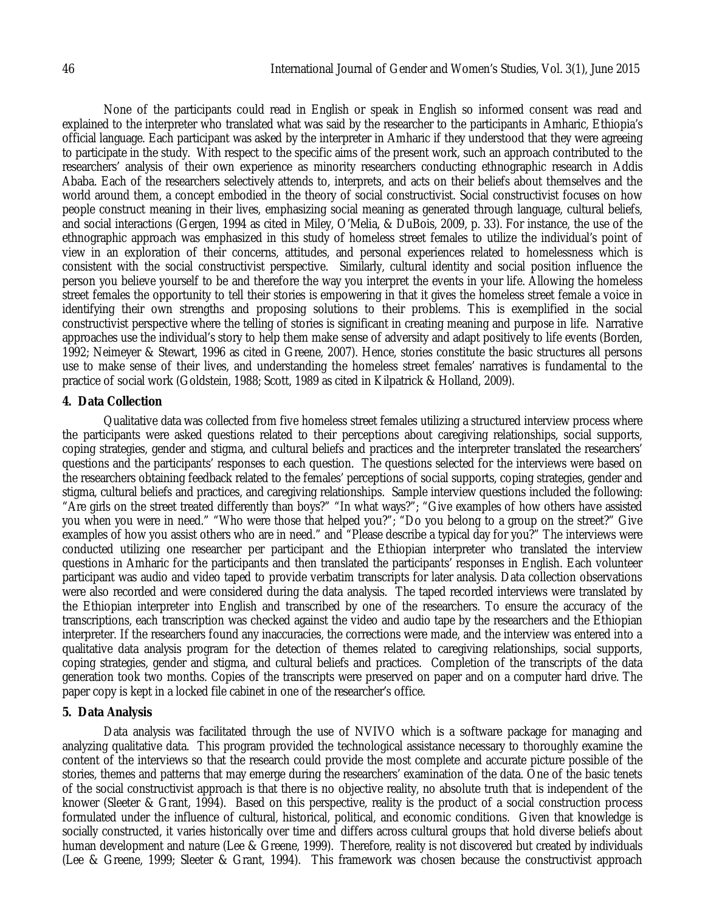None of the participants could read in English or speak in English so informed consent was read and explained to the interpreter who translated what was said by the researcher to the participants in Amharic, Ethiopia's official language. Each participant was asked by the interpreter in Amharic if they understood that they were agreeing to participate in the study. With respect to the specific aims of the present work, such an approach contributed to the researchers' analysis of their own experience as minority researchers conducting ethnographic research in Addis Ababa. Each of the researchers selectively attends to, interprets, and acts on their beliefs about themselves and the world around them, a concept embodied in the theory of social constructivist. Social constructivist focuses on how people construct meaning in their lives, emphasizing social meaning as generated through language, cultural beliefs, and social interactions (Gergen, 1994 as cited in Miley, O'Melia, & DuBois, 2009, p. 33). For instance, the use of the ethnographic approach was emphasized in this study of homeless street females to utilize the individual's point of view in an exploration of their concerns, attitudes, and personal experiences related to homelessness which is consistent with the social constructivist perspective. Similarly, cultural identity and social position influence the person you believe yourself to be and therefore the way you interpret the events in your life. Allowing the homeless street females the opportunity to tell their stories is empowering in that it gives the homeless street female a voice in identifying their own strengths and proposing solutions to their problems. This is exemplified in the social constructivist perspective where the telling of stories is significant in creating meaning and purpose in life. Narrative approaches use the individual's story to help them make sense of adversity and adapt positively to life events (Borden, 1992; Neimeyer & Stewart, 1996 as cited in Greene, 2007). Hence, stories constitute the basic structures all persons use to make sense of their lives, and understanding the homeless street females' narratives is fundamental to the practice of social work (Goldstein, 1988; Scott, 1989 as cited in Kilpatrick & Holland, 2009).

## 4. Data Collection

Qualitative data was collected from five homeless street females utilizing a structured interview process where the participants were asked questions related to their perceptions about caregiving relationships, social supports, coping strategies, gender and stigma, and cultural beliefs and practices and the interpreter translated the researchers' questions and the participants' responses to each question. The questions selected for the interviews were based on the researchers obtaining feedback related to the females' perceptions of social supports, coping strategies, gender and stigma, cultural beliefs and practices, and caregiving relationships. Sample interview questions included the following: "Are girls on the street treated differently than boys?" "In what ways?"; "Give examples of how others have assisted you when you were in need." "Who were those that helped you?"; "Do you belong to a group on the street?" Give examples of how you assist others who are in need." and "Please describe a typical day for you?" The interviews were conducted utilizing one researcher per participant and the Ethiopian interpreter who translated the interview questions in Amharic for the participants and then translated the participants' responses in English. Each volunteer participant was audio and video taped to provide verbatim transcripts for later analysis. Data collection observations were also recorded and were considered during the data analysis. The taped recorded interviews were translated by the Ethiopian interpreter into English and transcribed by one of the researchers. To ensure the accuracy of the transcriptions, each transcription was checked against the video and audio tape by the researchers and the Ethiopian interpreter. If the researchers found any inaccuracies, the corrections were made, and the interview was entered into a qualitative data analysis program for the detection of themes related to caregiving relationships, social supports, coping strategies, gender and stigma, and cultural beliefs and practices. Completion of the transcripts of the data generation took two months. Copies of the transcripts were preserved on paper and on a computer hard drive. The paper copy is kept in a locked file cabinet in one of the researcher's office.

## 5. Data Analysis

Data analysis was facilitated through the use of NVIVO which is a software package for managing and analyzing qualitative data. This program provided the technological assistance necessary to thoroughly examine the content of the interviews so that the research could provide the most complete and accurate picture possible of the stories, themes and patterns that may emerge during the researchers' examination of the data. One of the basic tenets of the social constructivist approach is that there is no objective reality, no absolute truth that is independent of the knower (Sleeter & Grant, 1994). Based on this perspective, reality is the product of a social construction process formulated under the influence of cultural, historical, political, and economic conditions. Given that knowledge is socially constructed, it varies historically over time and differs across cultural groups that hold diverse beliefs about human development and nature (Lee & Greene, 1999). Therefore, reality is not discovered but created by individuals (Lee & Greene, 1999; Sleeter & Grant, 1994). This framework was chosen because the constructivist approach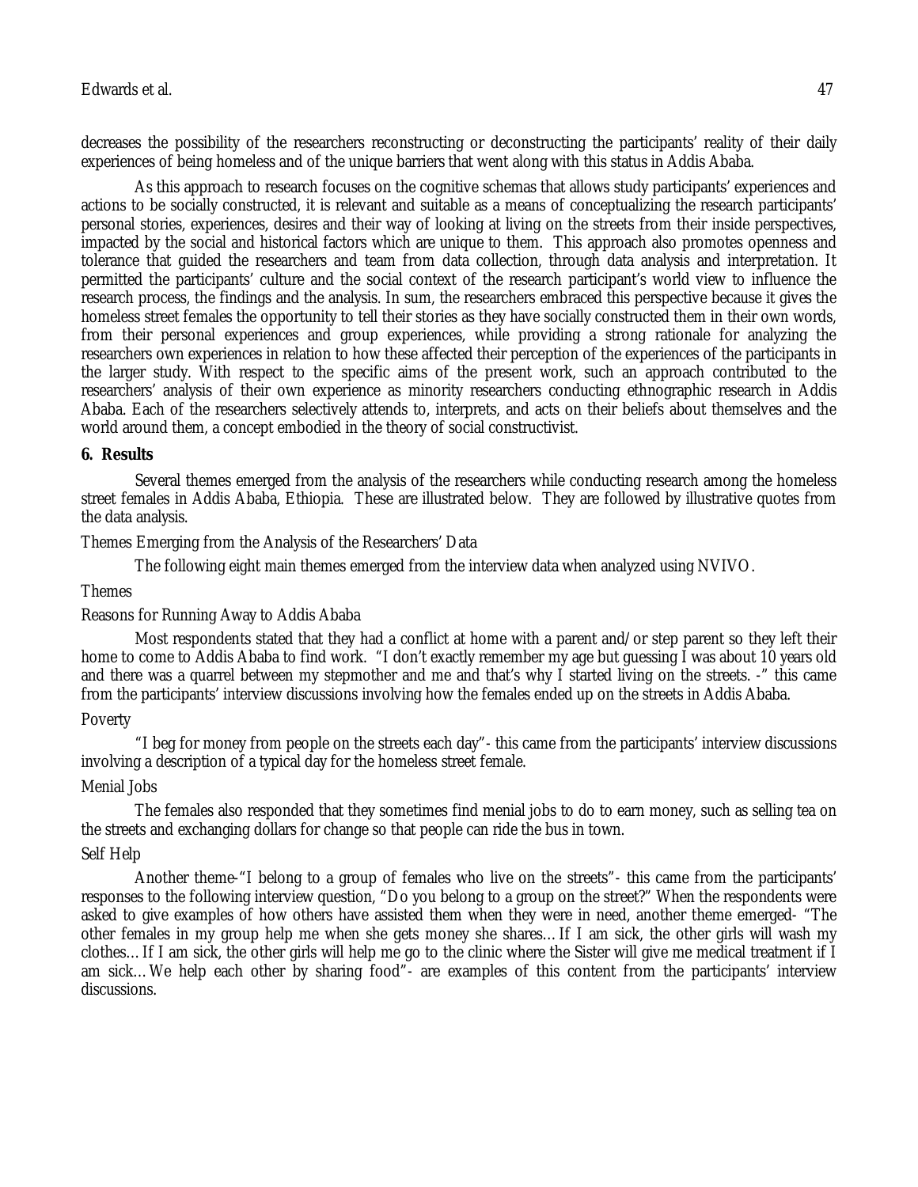decreases the possibility of the researchers reconstructing or deconstructing the participants' reality of their daily experiences of being homeless and of the unique barriers that went along with this status in Addis Ababa.

As this approach to research focuses on the cognitive schemas that allows study participants' experiences and actions to be socially constructed, it is relevant and suitable as a means of conceptualizing the research participants' personal stories, experiences, desires and their way of looking at living on the streets from their inside perspectives, impacted by the social and historical factors which are unique to them. This approach also promotes openness and tolerance that guided the researchers and team from data collection, through data analysis and interpretation. It permitted the participants' culture and the social context of the research participant's world view to influence the research process, the findings and the analysis. In sum, the researchers embraced this perspective because it gives the homeless street females the opportunity to tell their stories as they have socially constructed them in their own words, from their personal experiences and group experiences, while providing a strong rationale for analyzing the researchers own experiences in relation to how these affected their perception of the experiences of the participants in the larger study. With respect to the specific aims of the present work, such an approach contributed to the researchers' analysis of their own experience as minority researchers conducting ethnographic research in Addis Ababa. Each of the researchers selectively attends to, interprets, and acts on their beliefs about themselves and the world around them, a concept embodied in the theory of social constructivist.

## 6. Results

Several themes emerged from the analysis of the researchers while conducting research among the homeless street females in Addis Ababa, Ethiopia. These are illustrated below. They are followed by illustrative quotes from the data analysis.

Themes Emerging from the Analysis of the Researchers' Data

The following eight main themes emerged from the interview data when analyzed using NVIVO.

Themes

Reasons for Running Away to Addis Ababa

Most respondents stated that they had a conflict at home with a parent and/or step parent so they left their home to come to Addis Ababa to find work. "I don't exactly remember my age but guessing I was about 10 years old and there was a quarrel between my stepmother and me and that's why I started living on the streets. -" this came from the participants' interview discussions involving how the females ended up on the streets in Addis Ababa.

Poverty

"I beg for money from people on the streets each day"- this came from the participants' interview discussions involving a description of a typical day for the homeless street female.

Menial Jobs

The females also responded that they sometimes find menial jobs to do to earn money, such as selling tea on the streets and exchanging dollars for change so that people can ride the bus in town.

Self Help

Another theme-"I belong to a group of females who live on the streets"- this came from the participants' responses to the following interview question, "Do you belong to a group on the street?" When the respondents were asked to give examples of how others have assisted them when they were in need, another theme emerged- "The other females in my group help me when she gets money she shares…If I am sick, the other girls will wash my clothes…If I am sick, the other girls will help me go to the clinic where the Sister will give me medical treatment if I am sick…We help each other by sharing food"- are examples of this content from the participants' interview discussions.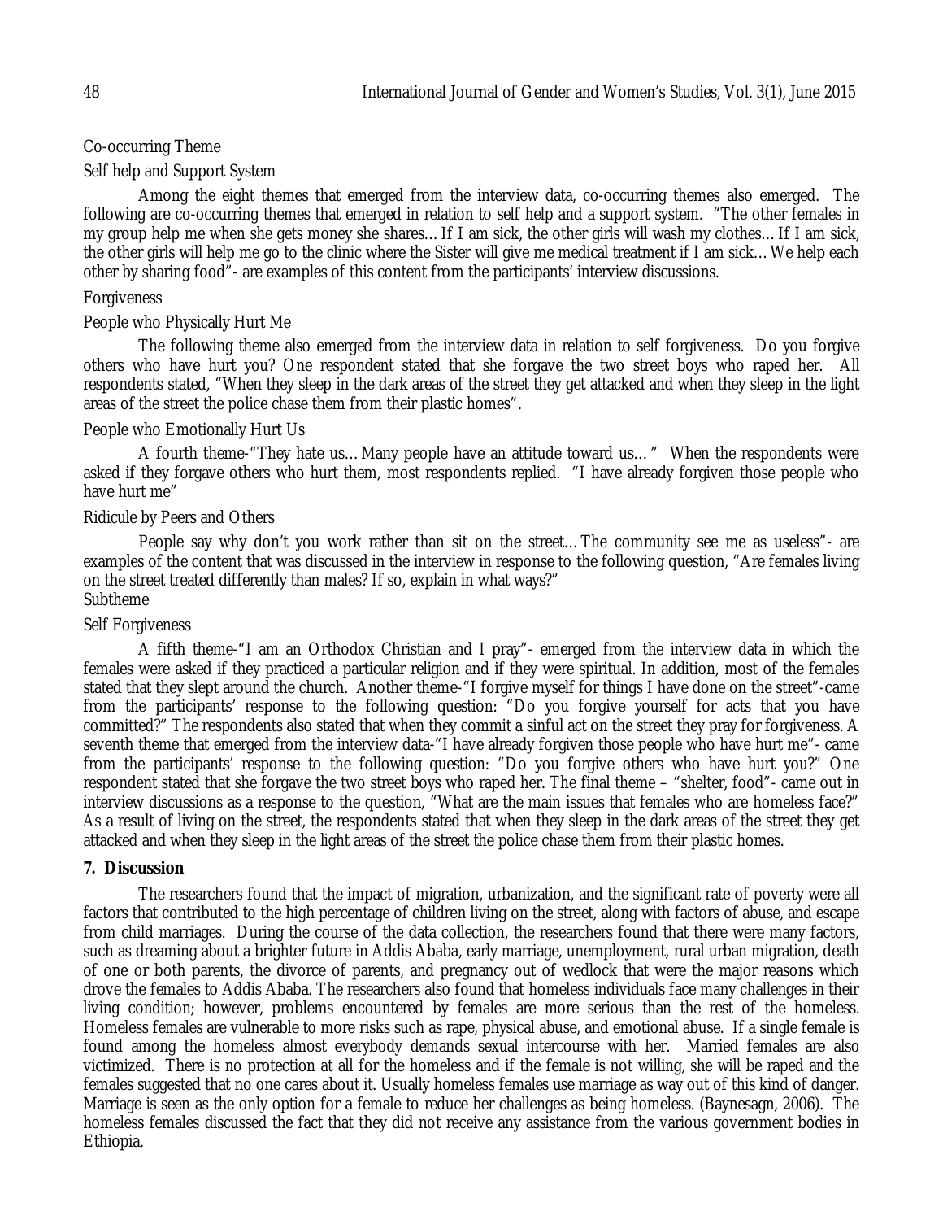Co-occurring Theme

Self help and Support System

Among the eight themes that emerged from the interview data, co-occurring themes also emerged. The following are co-occurring themes that emerged in relation to self help and a support system. "The other females in my group help me when she gets money she shares… If I am sick, the other girls will wash my clothes… If I am sick, the other girls will help me go to the clinic where the Sister will give me medical treatment if I am sick… We help each other by sharing food"- are examples of this content from the participants' interview discussions.

Forgiveness

People who Physically Hurt Me

The following theme also emerged from the interview data in relation to self forgiveness. Do you forgive others who have hurt you? One respondent stated that she forgave the two street boys who raped her. All respondents stated, "When they sleep in the dark areas of the street they get attacked and when they sleep in the light areas of the street the police chase them from their plastic homes".

People who Emotionally Hurt Us

A fourth theme-"They hate us… Many people have an attitude toward us… " When the respondents were asked if they forgave others who hurt them, most respondents replied. "I have already forgiven those people who have hurt me"

Ridicule by Peers and Others

People say why don't you work rather than sit on the street… The community see me as useless"- are examples of the content that was discussed in the interview in response to the following question, "Are females living on the street treated differently than males? If so, explain in what ways?"

Subtheme

Self Forgiveness

A fifth theme-"I am an Orthodox Christian and I pray"- emerged from the interview data in which the females were asked if they practiced a particular religion and if they were spiritual. In addition, most of the females stated that they slept around the church. Another theme-"I forgive myself for things I have done on the street"-came from the participants' response to the following question: "Do you forgive yourself for acts that you have committed?" The respondents also stated that when they commit a sinful act on the street they pray for forgiveness. A seventh theme that emerged from the interview data-"I have already forgiven those people who have hurt me"- came from the participants' response to the following question: "Do you forgive others who have hurt you?" One respondent stated that she forgave the two street boys who raped her. The final theme – "shelter, food"- came out in interview discussions as a response to the question, "What are the main issues that females who are homeless face?" As a result of living on the street, the respondents stated that when they sleep in the dark areas of the street they get attacked and when they sleep in the light areas of the street the police chase them from their plastic homes.

## 7. Discussion

The researchers found that the impact of migration, urbanization, and the significant rate of poverty were all factors that contributed to the high percentage of children living on the street, along with factors of abuse, and escape from child marriages. During the course of the data collection, the researchers found that there were many factors, such as dreaming about a brighter future in Addis Ababa, early marriage, unemployment, rural urban migration, death of one or both parents, the divorce of parents, and pregnancy out of wedlock that were the major reasons which drove the females to Addis Ababa. The researchers also found that homeless individuals face many challenges in their living condition; however, problems encountered by females are more serious than the rest of the homeless. Homeless females are vulnerable to more risks such as rape, physical abuse, and emotional abuse. If a single female is found among the homeless almost everybody demands sexual intercourse with her. Married females are also victimized. There is no protection at all for the homeless and if the female is not willing, she will be raped and the females suggested that no one cares about it. Usually homeless females use marriage as way out of this kind of danger. Marriage is seen as the only option for a female to reduce her challenges as being homeless. (Baynesagn, 2006). The homeless females discussed the fact that they did not receive any assistance from the various government bodies in Ethiopia.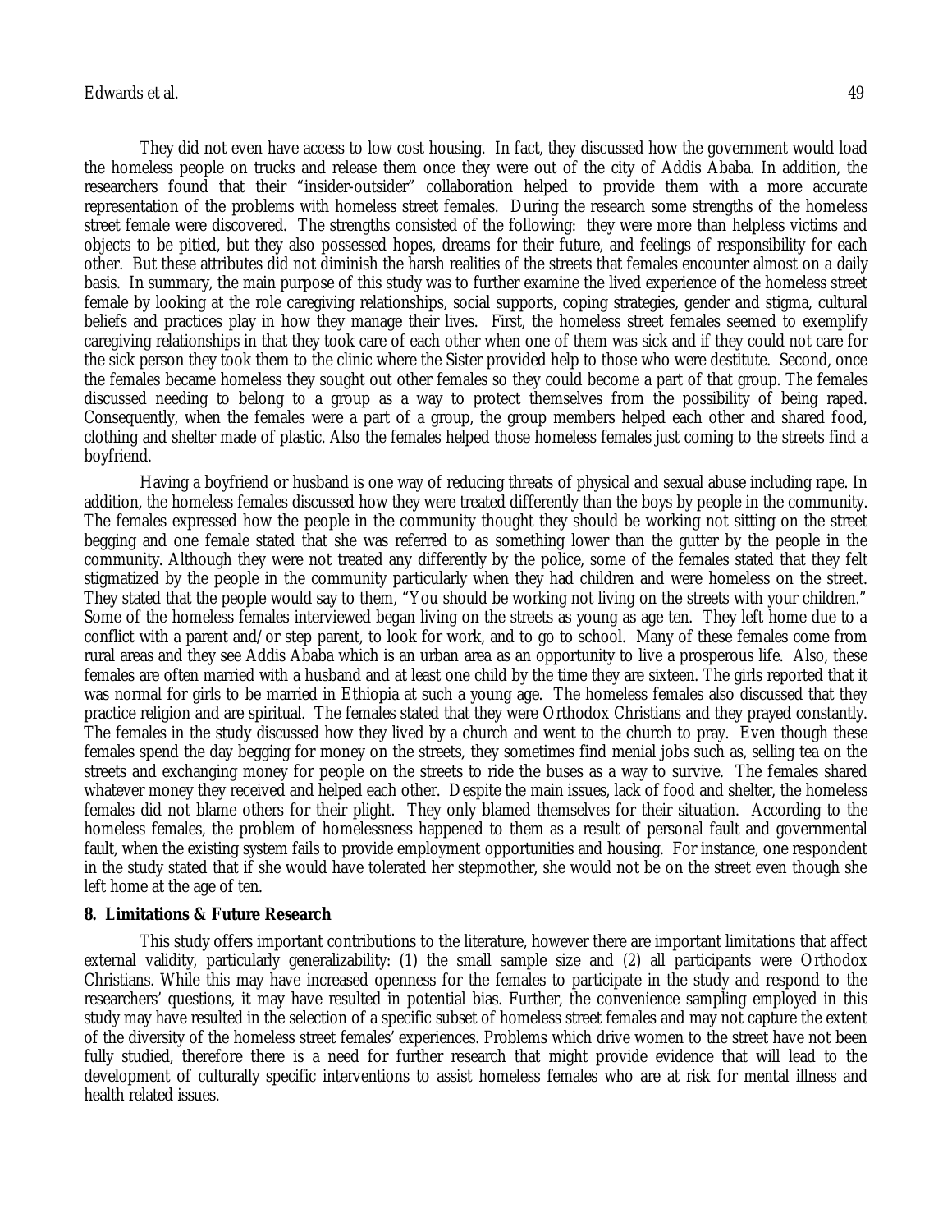They did not even have access to low cost housing. In fact, they discussed how the government would load the homeless people on trucks and release them once they were out of the city of Addis Ababa. In addition, the researchers found that their "insider-outsider" collaboration helped to provide them with a more accurate representation of the problems with homeless street females. During the research some strengths of the homeless street female were discovered. The strengths consisted of the following: they were more than helpless victims and objects to be pitied, but they also possessed hopes, dreams for their future, and feelings of responsibility for each other. But these attributes did not diminish the harsh realities of the streets that females encounter almost on a daily basis. In summary, the main purpose of this study was to further examine the lived experience of the homeless street female by looking at the role caregiving relationships, social supports, coping strategies, gender and stigma, cultural beliefs and practices play in how they manage their lives. First, the homeless street females seemed to exemplify caregiving relationships in that they took care of each other when one of them was sick and if they could not care for the sick person they took them to the clinic where the Sister provided help to those who were destitute. Second, once the females became homeless they sought out other females so they could become a part of that group. The females discussed needing to belong to a group as a way to protect themselves from the possibility of being raped. Consequently, when the females were a part of a group, the group members helped each other and shared food, clothing and shelter made of plastic. Also the females helped those homeless females just coming to the streets find a boyfriend.

Having a boyfriend or husband is one way of reducing threats of physical and sexual abuse including rape. In addition, the homeless females discussed how they were treated differently than the boys by people in the community. The females expressed how the people in the community thought they should be working not sitting on the street begging and one female stated that she was referred to as something lower than the gutter by the people in the community. Although they were not treated any differently by the police, some of the females stated that they felt stigmatized by the people in the community particularly when they had children and were homeless on the street. They stated that the people would say to them, "You should be working not living on the streets with your children." Some of the homeless females interviewed began living on the streets as young as age ten. They left home due to a conflict with a parent and/or step parent, to look for work, and to go to school. Many of these females come from rural areas and they see Addis Ababa which is an urban area as an opportunity to live a prosperous life. Also, these females are often married with a husband and at least one child by the time they are sixteen. The girls reported that it was normal for girls to be married in Ethiopia at such a young age. The homeless females also discussed that they practice religion and are spiritual. The females stated that they were Orthodox Christians and they prayed constantly. The females in the study discussed how they lived by a church and went to the church to pray. Even though these females spend the day begging for money on the streets, they sometimes find menial jobs such as, selling tea on the streets and exchanging money for people on the streets to ride the buses as a way to survive. The females shared whatever money they received and helped each other. Despite the main issues, lack of food and shelter, the homeless females did not blame others for their plight. They only blamed themselves for their situation. According to the homeless females, the problem of homelessness happened to them as a result of personal fault and governmental fault, when the existing system fails to provide employment opportunities and housing. For instance, one respondent in the study stated that if she would have tolerated her stepmother, she would not be on the street even though she left home at the age of ten.

## 8. Limitations & Future Research

This study offers important contributions to the literature, however there are important limitations that affect external validity, particularly generalizability: (1) the small sample size and (2) all participants were Orthodox Christians. While this may have increased openness for the females to participate in the study and respond to the researchers' questions, it may have resulted in potential bias. Further, the convenience sampling employed in this study may have resulted in the selection of a specific subset of homeless street females and may not capture the extent of the diversity of the homeless street females' experiences. Problems which drive women to the street have not been fully studied, therefore there is a need for further research that might provide evidence that will lead to the development of culturally specific interventions to assist homeless females who are at risk for mental illness and health related issues.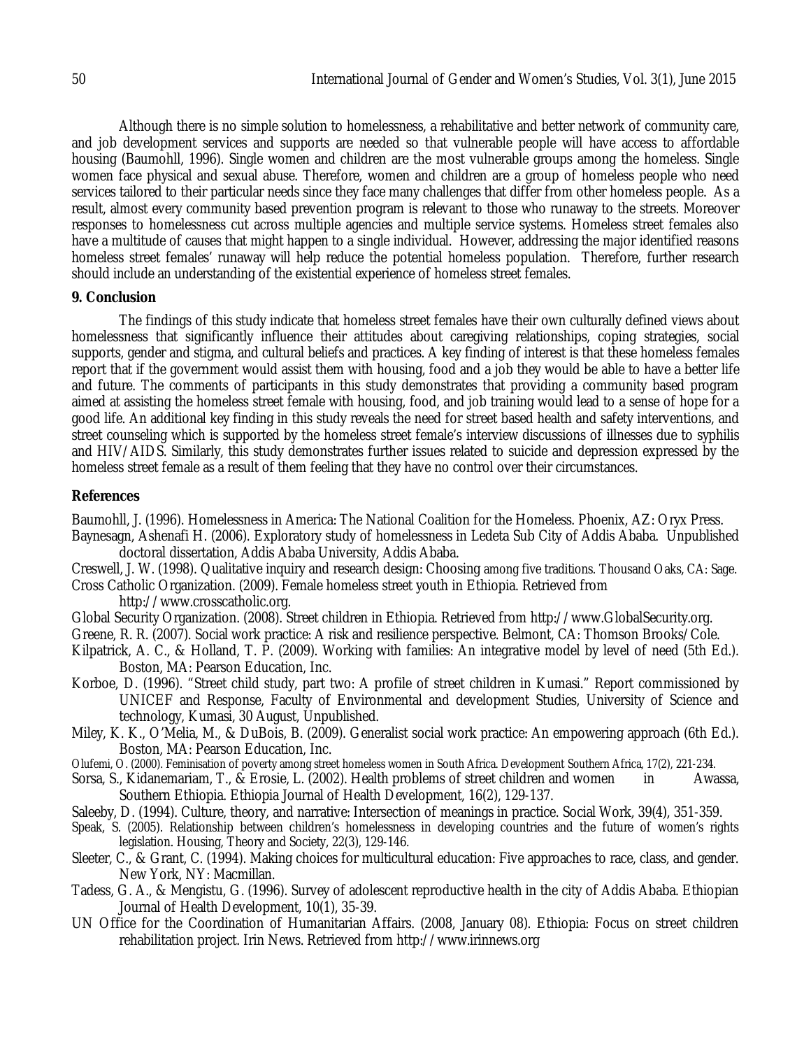Although there is no simple solution to homelessness, a rehabilitative and better network of community care, and job development services and supports are needed so that vulnerable people will have access to affordable housing (Baumohll, 1996). Single women and children are the most vulnerable groups among the homeless. Single women face physical and sexual abuse. Therefore, women and children are a group of homeless people who need services tailored to their particular needs since they face many challenges that differ from other homeless people. As a result, almost every community based prevention program is relevant to those who runaway to the streets. Moreover responses to homelessness cut across multiple agencies and multiple service systems. Homeless street females also have a multitude of causes that might happen to a single individual. However, addressing the major identified reasons homeless street females' runaway will help reduce the potential homeless population. Therefore, further research should include an understanding of the existential experience of homeless street females.

## 9. Conclusion

The findings of this study indicate that homeless street females have their own culturally defined views about homelessness that significantly influence their attitudes about caregiving relationships, coping strategies, social supports, gender and stigma, and cultural beliefs and practices. A key finding of interest is that these homeless females report that if the government would assist them with housing, food and a job they would be able to have a better life and future. The comments of participants in this study demonstrates that providing a community based program aimed at assisting the homeless street female with housing, food, and job training would lead to a sense of hope for a good life. An additional key finding in this study reveals the need for street based health and safety interventions, and street counseling which is supported by the homeless street female's interview discussions of illnesses due to syphilis and HIV/AIDS. Similarly, this study demonstrates further issues related to suicide and depression expressed by the homeless street female as a result of them feeling that they have no control over their circumstances.

## References

Baumohll, J. (1996). Homelessness in America: The National Coalition for the Homeless. Phoenix, AZ: Oryx Press.

Baynesagn, Ashenafi H. (2006). Exploratory study of homelessness in Ledeta Sub City of Addis Ababa. Unpublished doctoral dissertation, Addis Ababa University, Addis Ababa.

Creswell, J. W. (1998). Qualitative inquiry and research design: Choosing among five traditions. Thousand Oaks, CA: Sage.

Cross Catholic Organization. (2009). Female homeless street youth in Ethiopia. Retrieved from http://www.crosscatholic.org.

Global Security Organization. (2008). Street children in Ethiopia. Retrieved from http://www.GlobalSecurity.org.

Greene, R. R. (2007). Social work practice: A risk and resilience perspective. Belmont, CA: Thomson Brooks/Cole.

Kilpatrick, A. C., & Holland, T. P. (2009). Working with families: An integrative model by level of need (5th Ed.). Boston, MA: Pearson Education, Inc.

Korboe, D. (1996). "Street child study, part two: A profile of street children in Kumasi." Report commissioned by UNICEF and Response, Faculty of Environmental and development Studies, University of Science and technology, Kumasi, 30 August, Unpublished.

Miley, K. K., O'Melia, M., & DuBois, B. (2009). Generalist social work practice: An empowering approach (6th Ed.). Boston, MA: Pearson Education, Inc.

Olufemi, O. (2000). Feminisation of poverty among street homeless women in South Africa. Development Southern Africa, 17(2), 221-234.

Sorsa, S., Kidanemariam, T., & Erosie, L. (2002). Health problems of street children and women in Awassa, Southern Ethiopia. Ethiopia Journal of Health Development, 16(2), 129-137.

Saleeby, D. (1994). Culture, theory, and narrative: Intersection of meanings in practice. Social Work, 39(4), 351-359.

Speak, S. (2005). Relationship between children's homelessness in developing countries and the future of women's rights legislation. Housing, Theory and Society, 22(3), 129-146.

Sleeter, C., & Grant, C. (1994). Making choices for multicultural education: Five approaches to race, class, and gender. New York, NY: Macmillan.

Tadess, G. A., & Mengistu, G. (1996). Survey of adolescent reproductive health in the city of Addis Ababa. Ethiopian Journal of Health Development, 10(1), 35-39.

UN Office for the Coordination of Humanitarian Affairs. (2008, January 08). Ethiopia: Focus on street children rehabilitation project. Irin News. Retrieved from http://www.irinnews.org